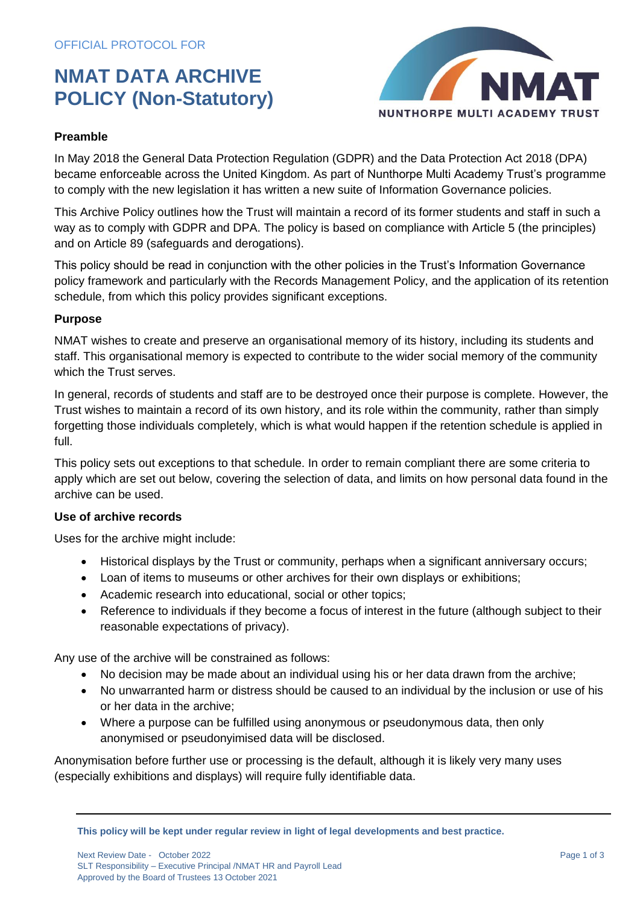OFFICIAL PROTOCOL FOR

# NMAT DATA ARCHIVE POLICY (Non-Statutory)

NMAT
NUNTHORPE MULTI ACADEMY TRUST

## Preamble

In May 2018 the General Data Protection Regulation (GDPR) and the Data Protection Act 2018 (DPA) became enforceable across the United Kingdom. As part of Nunthorpe Multi Academy Trust's programme to comply with the new legislation it has written a new suite of Information Governance policies.

This Archive Policy outlines how the Trust will maintain a record of its former students and staff in such a way as to comply with GDPR and DPA. The policy is based on compliance with Article 5 (the principles) and on Article 89 (safeguards and derogations).

This policy should be read in conjunction with the other policies in the Trust's Information Governance policy framework and particularly with the Records Management Policy, and the application of its retention schedule, from which this policy provides significant exceptions.

## Purpose

NMAT wishes to create and preserve an organisational memory of its history, including its students and staff. This organisational memory is expected to contribute to the wider social memory of the community which the Trust serves.

In general, records of students and staff are to be destroyed once their purpose is complete. However, the Trust wishes to maintain a record of its own history, and its role within the community, rather than simply forgetting those individuals completely, which is what would happen if the retention schedule is applied in full.

This policy sets out exceptions to that schedule. In order to remain compliant there are some criteria to apply which are set out below, covering the selection of data, and limits on how personal data found in the archive can be used.

## Use of archive records

Uses for the archive might include:

- Historical displays by the Trust or community, perhaps when a significant anniversary occurs;
- Loan of items to museums or other archives for their own displays or exhibitions;
- Academic research into educational, social or other topics;
- Reference to individuals if they become a focus of interest in the future (although subject to their reasonable expectations of privacy).

Any use of the archive will be constrained as follows:

- No decision may be made about an individual using his or her data drawn from the archive;
- No unwarranted harm or distress should be caused to an individual by the inclusion or use of his or her data in the archive;
- Where a purpose can be fulfilled using anonymous or pseudonymous data, then only anonymised or pseudonyimised data will be disclosed.

Anonymisation before further use or processing is the default, although it is likely very many uses (especially exhibitions and displays) will require fully identifiable data.

**This policy will be kept under regular review in light of legal developments and best practice.**

Next Review Date - October 2022
SLT Responsibility – Executive Principal /NMAT HR and Payroll Lead
Approved by the Board of Trustees 13 October 2021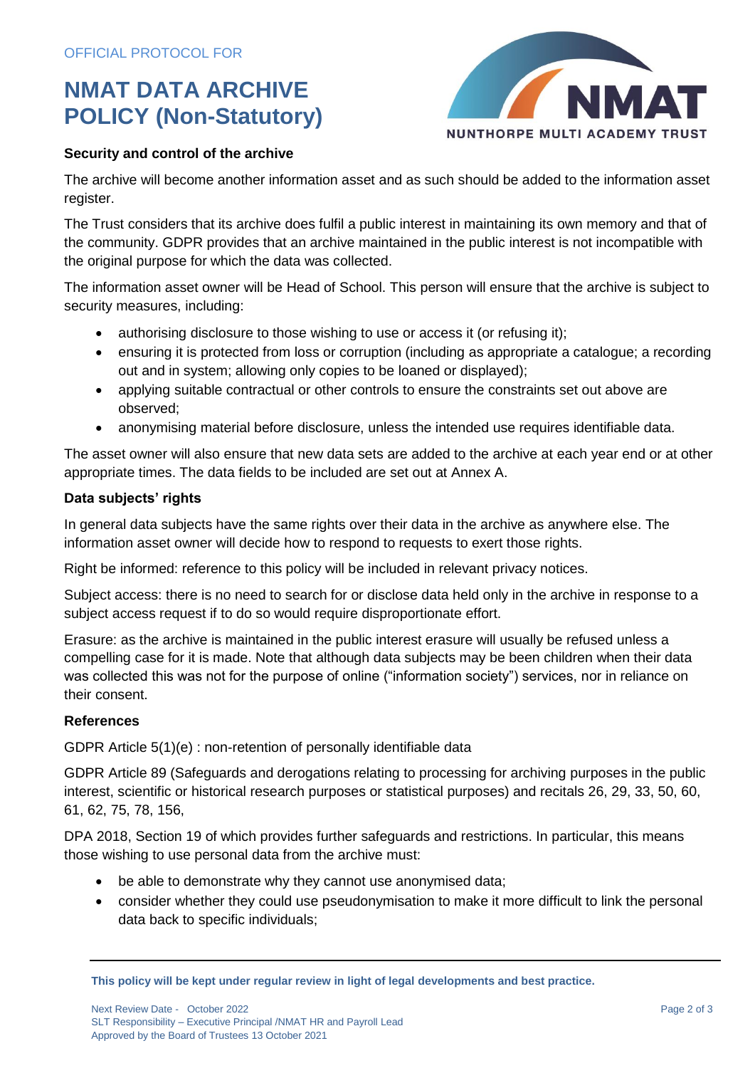## Security and control of the archive

The archive will become another information asset and as such should be added to the information asset register.

The Trust considers that its archive does fulfil a public interest in maintaining its own memory and that of the community. GDPR provides that an archive maintained in the public interest is not incompatible with the original purpose for which the data was collected.

The information asset owner will be Head of School. This person will ensure that the archive is subject to security measures, including:

- authorising disclosure to those wishing to use or access it (or refusing it);
- ensuring it is protected from loss or corruption (including as appropriate a catalogue; a recording out and in system; allowing only copies to be loaned or displayed);
- applying suitable contractual or other controls to ensure the constraints set out above are observed;
- anonymising material before disclosure, unless the intended use requires identifiable data.

The asset owner will also ensure that new data sets are added to the archive at each year end or at other appropriate times. The data fields to be included are set out at Annex A.

## Data subjects' rights

In general data subjects have the same rights over their data in the archive as anywhere else. The information asset owner will decide how to respond to requests to exert those rights.

Right be informed: reference to this policy will be included in relevant privacy notices.

Subject access: there is no need to search for or disclose data held only in the archive in response to a subject access request if to do so would require disproportionate effort.

Erasure: as the archive is maintained in the public interest erasure will usually be refused unless a compelling case for it is made. Note that although data subjects may be been children when their data was collected this was not for the purpose of online ("information society") services, nor in reliance on their consent.

## References

GDPR Article 5(1)(e) : non-retention of personally identifiable data

GDPR Article 89 (Safeguards and derogations relating to processing for archiving purposes in the public interest, scientific or historical research purposes or statistical purposes) and recitals 26, 29, 33, 50, 60, 61, 62, 75, 78, 156,

DPA 2018, Section 19 of which provides further safeguards and restrictions. In particular, this means those wishing to use personal data from the archive must:

- be able to demonstrate why they cannot use anonymised data;
- consider whether they could use pseudonymisation to make it more difficult to link the personal data back to specific individuals;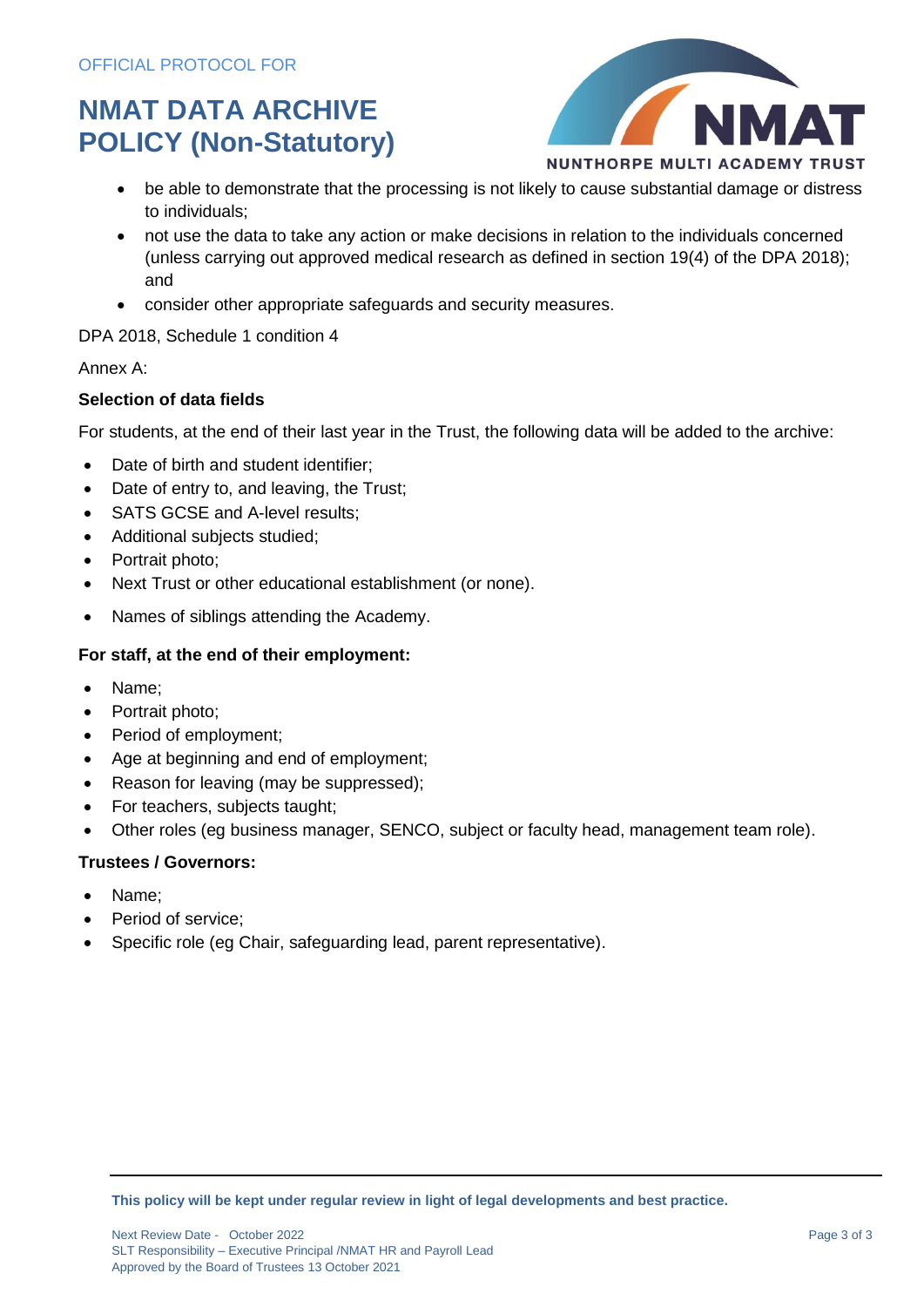- be able to demonstrate that the processing is not likely to cause substantial damage or distress to individuals;
- not use the data to take any action or make decisions in relation to the individuals concerned (unless carrying out approved medical research as defined in section 19(4) of the DPA 2018); and
- consider other appropriate safeguards and security measures.

DPA 2018, Schedule 1 condition 4

Annex A:

**Selection of data fields**

For students, at the end of their last year in the Trust, the following data will be added to the archive:

- Date of birth and student identifier;
- Date of entry to, and leaving, the Trust;
- SATS GCSE and A-level results;
- Additional subjects studied;
- Portrait photo;
- Next Trust or other educational establishment (or none).
- Names of siblings attending the Academy.

**For staff, at the end of their employment:**

- Name;
- Portrait photo;
- Period of employment;
- Age at beginning and end of employment;
- Reason for leaving (may be suppressed);
- For teachers, subjects taught;
- Other roles (eg business manager, SENCO, subject or faculty head, management team role).

**Trustees / Governors:**

- Name;
- Period of service;
- Specific role (eg Chair, safeguarding lead, parent representative).